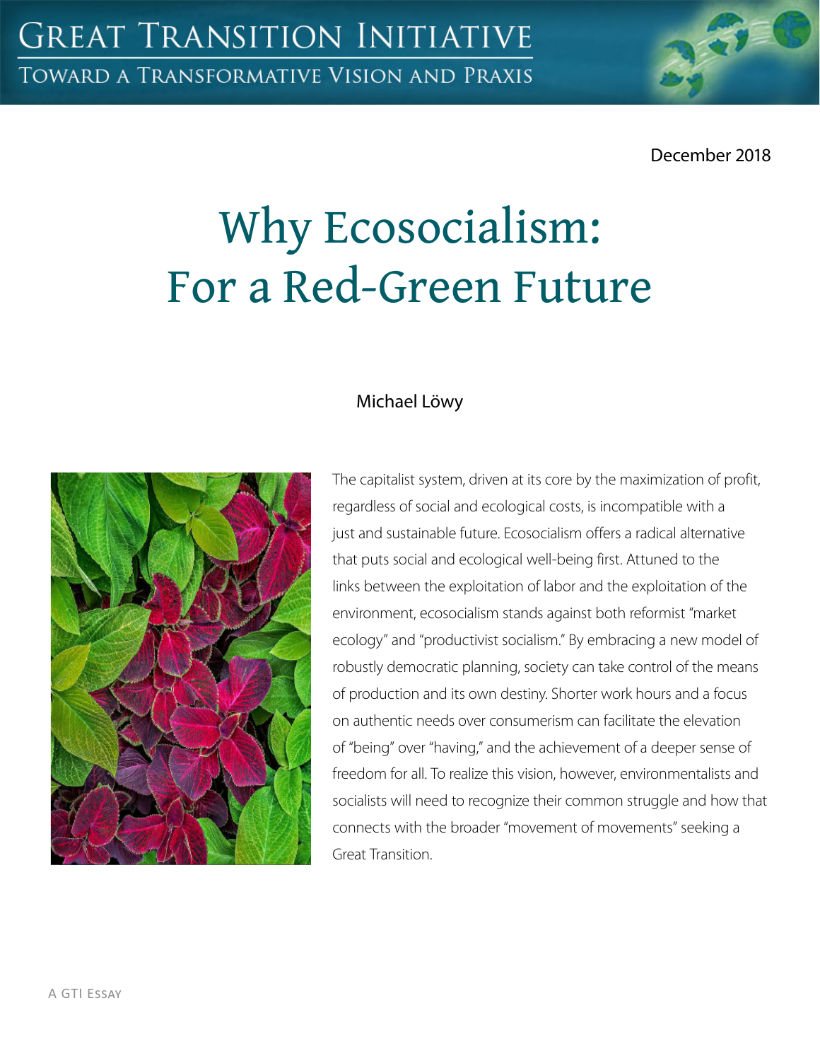GREAT TRANSITION INITIATIVE

TOWARD A TRANSFORMATIVE VISION AND PRAXIS

December 2018

# Why Ecosocialism: For a Red-Green Future

Michael Löwy

The capitalist system, driven at its core by the maximization of profit, regardless of social and ecological costs, is incompatible with a just and sustainable future. Ecosocialism offers a radical alternative that puts social and ecological well-being first. Attuned to the links between the exploitation of labor and the exploitation of the environment, ecosocialism stands against both reformist "market ecology" and "productivist socialism." By embracing a new model of robustly democratic planning, society can take control of the means of production and its own destiny. Shorter work hours and a focus on authentic needs over consumerism can facilitate the elevation of "being" over "having," and the achievement of a deeper sense of freedom for all. To realize this vision, however, environmentalists and socialists will need to recognize their common struggle and how that connects with the broader "movement of movements" seeking a Great Transition.

A GTI Essay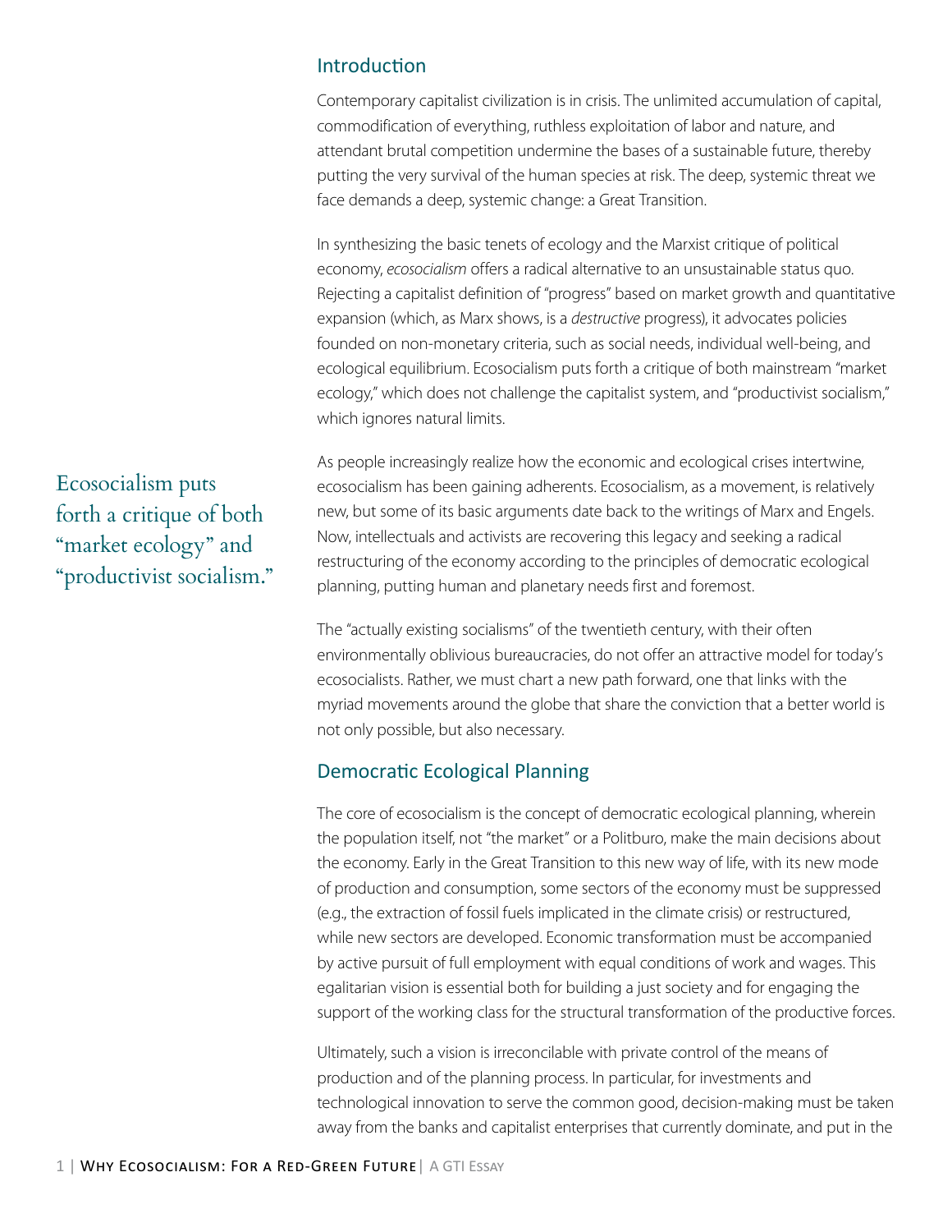## Introduction

Contemporary capitalist civilization is in crisis. The unlimited accumulation of capital, commodification of everything, ruthless exploitation of labor and nature, and attendant brutal competition undermine the bases of a sustainable future, thereby putting the very survival of the human species at risk. The deep, systemic threat we face demands a deep, systemic change: a Great Transition.

In synthesizing the basic tenets of ecology and the Marxist critique of political economy, *ecosocialism* offers a radical alternative to an unsustainable status quo. Rejecting a capitalist definition of "progress" based on market growth and quantitative expansion (which, as Marx shows, is a *destructive* progress), it advocates policies founded on non-monetary criteria, such as social needs, individual well-being, and ecological equilibrium. Ecosocialism puts forth a critique of both mainstream "market ecology," which does not challenge the capitalist system, and "productivist socialism," which ignores natural limits.

> Ecosocialism puts forth a critique of both "market ecology" and "productivist socialism."

As people increasingly realize how the economic and ecological crises intertwine, ecosocialism has been gaining adherents. Ecosocialism, as a movement, is relatively new, but some of its basic arguments date back to the writings of Marx and Engels. Now, intellectuals and activists are recovering this legacy and seeking a radical restructuring of the economy according to the principles of democratic ecological planning, putting human and planetary needs first and foremost.

The "actually existing socialisms" of the twentieth century, with their often environmentally oblivious bureaucracies, do not offer an attractive model for today's ecosocialists. Rather, we must chart a new path forward, one that links with the myriad movements around the globe that share the conviction that a better world is not only possible, but also necessary.

## Democratic Ecological Planning

The core of ecosocialism is the concept of democratic ecological planning, wherein the population itself, not "the market" or a Politburo, make the main decisions about the economy. Early in the Great Transition to this new way of life, with its new mode of production and consumption, some sectors of the economy must be suppressed (e.g., the extraction of fossil fuels implicated in the climate crisis) or restructured, while new sectors are developed. Economic transformation must be accompanied by active pursuit of full employment with equal conditions of work and wages. This egalitarian vision is essential both for building a just society and for engaging the support of the working class for the structural transformation of the productive forces.

Ultimately, such a vision is irreconcilable with private control of the means of production and of the planning process. In particular, for investments and technological innovation to serve the common good, decision-making must be taken away from the banks and capitalist enterprises that currently dominate, and put in the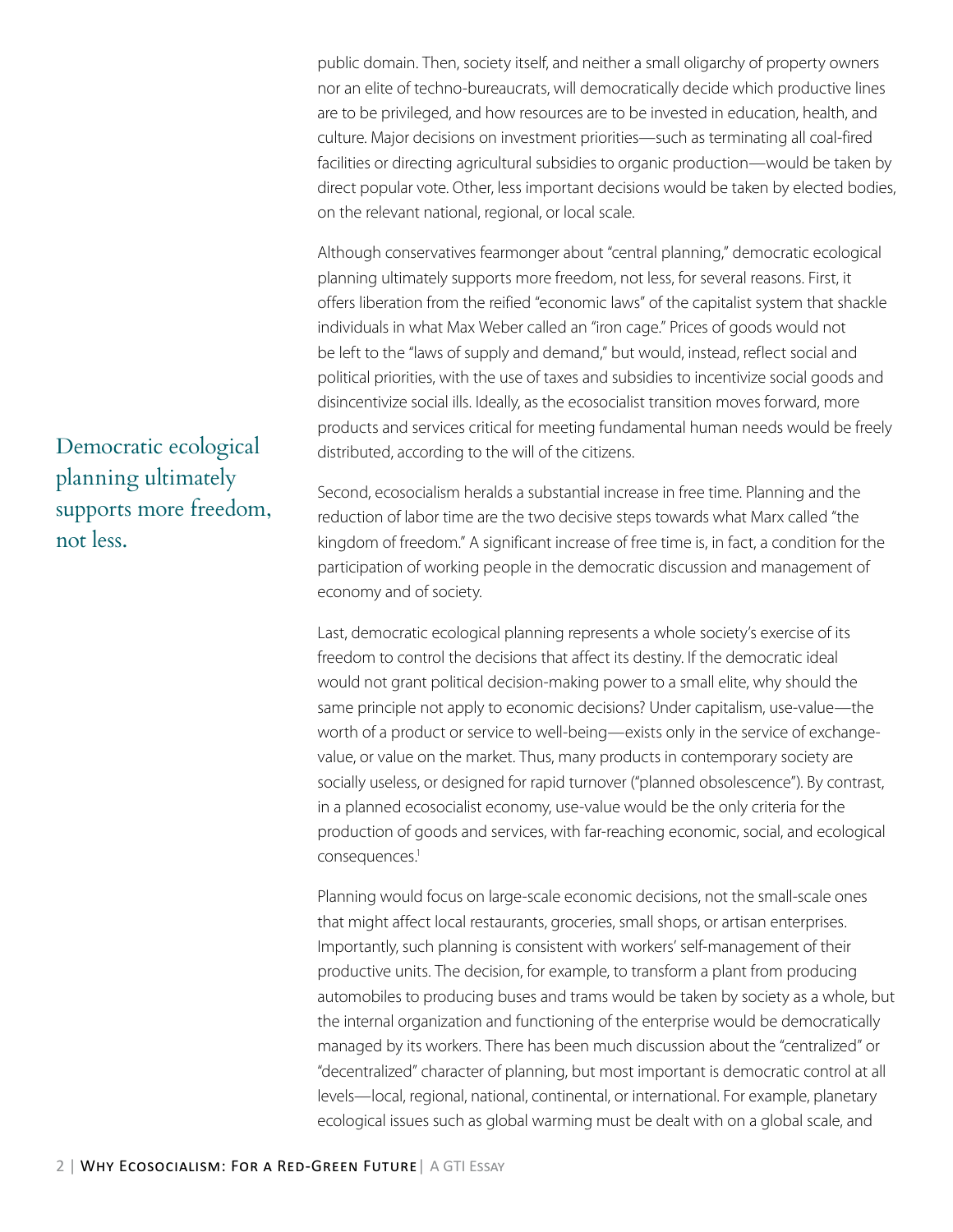public domain. Then, society itself, and neither a small oligarchy of property owners nor an elite of techno-bureaucrats, will democratically decide which productive lines are to be privileged, and how resources are to be invested in education, health, and culture. Major decisions on investment priorities—such as terminating all coal-fired facilities or directing agricultural subsidies to organic production—would be taken by direct popular vote. Other, less important decisions would be taken by elected bodies, on the relevant national, regional, or local scale.

Although conservatives fearmonger about "central planning," democratic ecological planning ultimately supports more freedom, not less, for several reasons. First, it offers liberation from the reified "economic laws" of the capitalist system that shackle individuals in what Max Weber called an "iron cage." Prices of goods would not be left to the "laws of supply and demand," but would, instead, reflect social and political priorities, with the use of taxes and subsidies to incentivize social goods and disincentivize social ills. Ideally, as the ecosocialist transition moves forward, more products and services critical for meeting fundamental human needs would be freely distributed, according to the will of the citizens.

> Democratic ecological planning ultimately supports more freedom, not less.

Second, ecosocialism heralds a substantial increase in free time. Planning and the reduction of labor time are the two decisive steps towards what Marx called "the kingdom of freedom." A significant increase of free time is, in fact, a condition for the participation of working people in the democratic discussion and management of economy and of society.

Last, democratic ecological planning represents a whole society's exercise of its freedom to control the decisions that affect its destiny. If the democratic ideal would not grant political decision-making power to a small elite, why should the same principle not apply to economic decisions? Under capitalism, use-value—the worth of a product or service to well-being—exists only in the service of exchange-value, or value on the market. Thus, many products in contemporary society are socially useless, or designed for rapid turnover ("planned obsolescence"). By contrast, in a planned ecosocialist economy, use-value would be the only criteria for the production of goods and services, with far-reaching economic, social, and ecological consequences.[1]

Planning would focus on large-scale economic decisions, not the small-scale ones that might affect local restaurants, groceries, small shops, or artisan enterprises. Importantly, such planning is consistent with workers' self-management of their productive units. The decision, for example, to transform a plant from producing automobiles to producing buses and trams would be taken by society as a whole, but the internal organization and functioning of the enterprise would be democratically managed by its workers. There has been much discussion about the "centralized" or "decentralized" character of planning, but most important is democratic control at all levels—local, regional, national, continental, or international. For example, planetary ecological issues such as global warming must be dealt with on a global scale, and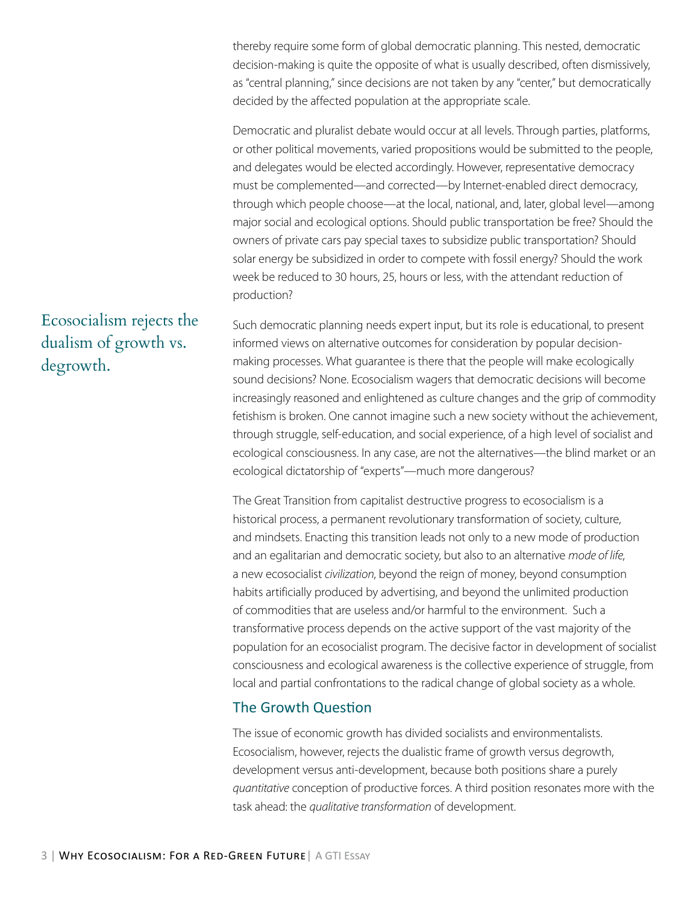thereby require some form of global democratic planning. This nested, democratic decision-making is quite the opposite of what is usually described, often dismissively, as "central planning," since decisions are not taken by any "center," but democratically decided by the affected population at the appropriate scale.

Democratic and pluralist debate would occur at all levels. Through parties, platforms, or other political movements, varied propositions would be submitted to the people, and delegates would be elected accordingly. However, representative democracy must be complemented—and corrected—by Internet-enabled direct democracy, through which people choose—at the local, national, and, later, global level—among major social and ecological options. Should public transportation be free? Should the owners of private cars pay special taxes to subsidize public transportation? Should solar energy be subsidized in order to compete with fossil energy? Should the work week be reduced to 30 hours, 25, hours or less, with the attendant reduction of production?

> Ecosocialism rejects the dualism of growth vs. degrowth.

Such democratic planning needs expert input, but its role is educational, to present informed views on alternative outcomes for consideration by popular decision-making processes. What guarantee is there that the people will make ecologically sound decisions? None. Ecosocialism wagers that democratic decisions will become increasingly reasoned and enlightened as culture changes and the grip of commodity fetishism is broken. One cannot imagine such a new society without the achievement, through struggle, self-education, and social experience, of a high level of socialist and ecological consciousness. In any case, are not the alternatives—the blind market or an ecological dictatorship of "experts"—much more dangerous?

The Great Transition from capitalist destructive progress to ecosocialism is a historical process, a permanent revolutionary transformation of society, culture, and mindsets. Enacting this transition leads not only to a new mode of production and an egalitarian and democratic society, but also to an alternative *mode of life*, a new ecosocialist *civilization*, beyond the reign of money, beyond consumption habits artificially produced by advertising, and beyond the unlimited production of commodities that are useless and/or harmful to the environment. Such a transformative process depends on the active support of the vast majority of the population for an ecosocialist program. The decisive factor in development of socialist consciousness and ecological awareness is the collective experience of struggle, from local and partial confrontations to the radical change of global society as a whole.

## The Growth Question

The issue of economic growth has divided socialists and environmentalists. Ecosocialism, however, rejects the dualistic frame of growth versus degrowth, development versus anti-development, because both positions share a purely *quantitative* conception of productive forces. A third position resonates more with the task ahead: the *qualitative transformation* of development.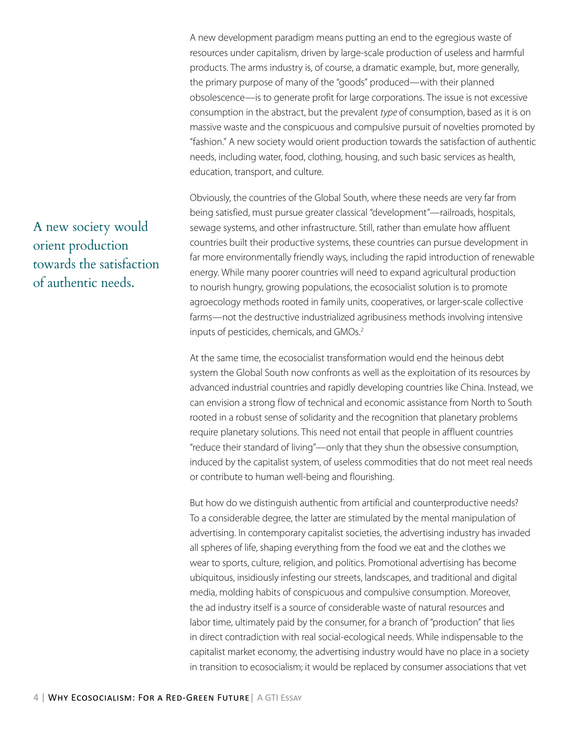A new development paradigm means putting an end to the egregious waste of resources under capitalism, driven by large-scale production of useless and harmful products. The arms industry is, of course, a dramatic example, but, more generally, the primary purpose of many of the "goods" produced—with their planned obsolescence—is to generate profit for large corporations. The issue is not excessive consumption in the abstract, but the prevalent *type* of consumption, based as it is on massive waste and the conspicuous and compulsive pursuit of novelties promoted by "fashion." A new society would orient production towards the satisfaction of authentic needs, including water, food, clothing, housing, and such basic services as health, education, transport, and culture.

> A new society would orient production towards the satisfaction of authentic needs.

Obviously, the countries of the Global South, where these needs are very far from being satisfied, must pursue greater classical "development"—railroads, hospitals, sewage systems, and other infrastructure. Still, rather than emulate how affluent countries built their productive systems, these countries can pursue development in far more environmentally friendly ways, including the rapid introduction of renewable energy. While many poorer countries will need to expand agricultural production to nourish hungry, growing populations, the ecosocialist solution is to promote agroecology methods rooted in family units, cooperatives, or larger-scale collective farms—not the destructive industrialized agribusiness methods involving intensive inputs of pesticides, chemicals, and GMOs.[2]

At the same time, the ecosocialist transformation would end the heinous debt system the Global South now confronts as well as the exploitation of its resources by advanced industrial countries and rapidly developing countries like China. Instead, we can envision a strong flow of technical and economic assistance from North to South rooted in a robust sense of solidarity and the recognition that planetary problems require planetary solutions. This need not entail that people in affluent countries "reduce their standard of living"—only that they shun the obsessive consumption, induced by the capitalist system, of useless commodities that do not meet real needs or contribute to human well-being and flourishing.

But how do we distinguish authentic from artificial and counterproductive needs? To a considerable degree, the latter are stimulated by the mental manipulation of advertising. In contemporary capitalist societies, the advertising industry has invaded all spheres of life, shaping everything from the food we eat and the clothes we wear to sports, culture, religion, and politics. Promotional advertising has become ubiquitous, insidiously infesting our streets, landscapes, and traditional and digital media, molding habits of conspicuous and compulsive consumption. Moreover, the ad industry itself is a source of considerable waste of natural resources and labor time, ultimately paid by the consumer, for a branch of "production" that lies in direct contradiction with real social-ecological needs. While indispensable to the capitalist market economy, the advertising industry would have no place in a society in transition to ecosocialism; it would be replaced by consumer associations that vet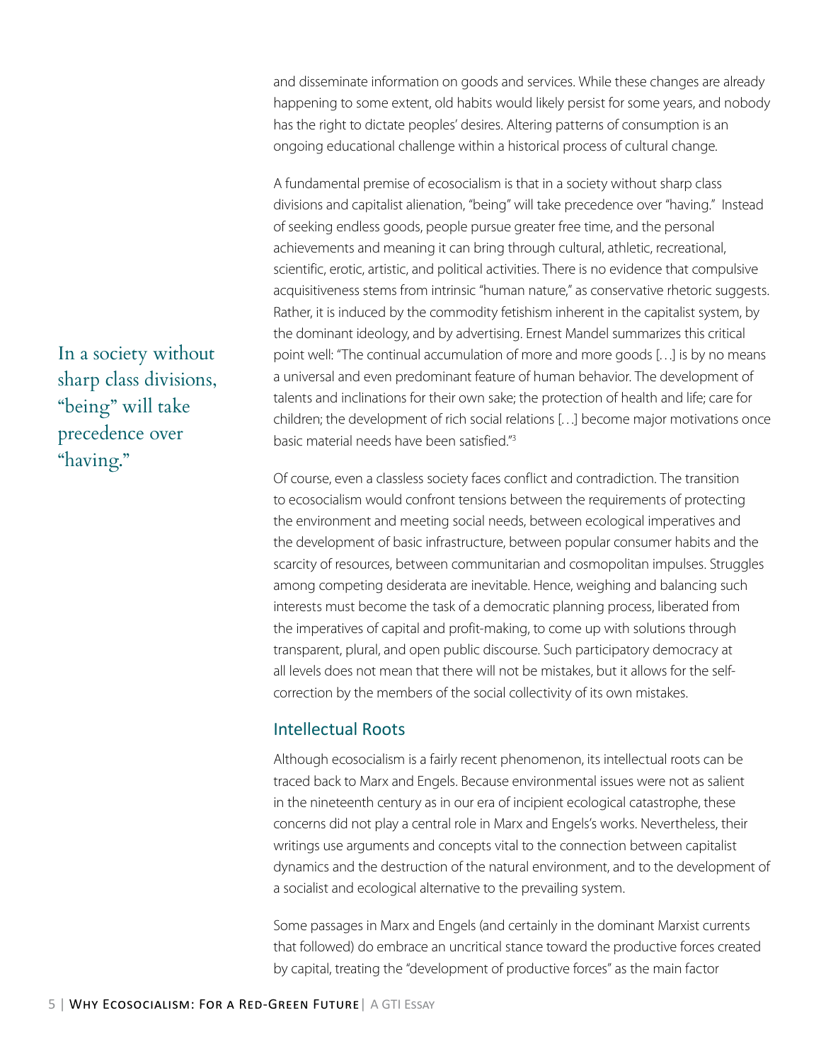and disseminate information on goods and services. While these changes are already happening to some extent, old habits would likely persist for some years, and nobody has the right to dictate peoples' desires. Altering patterns of consumption is an ongoing educational challenge within a historical process of cultural change.

A fundamental premise of ecosocialism is that in a society without sharp class divisions and capitalist alienation, "being" will take precedence over "having." Instead of seeking endless goods, people pursue greater free time, and the personal achievements and meaning it can bring through cultural, athletic, recreational, scientific, erotic, artistic, and political activities. There is no evidence that compulsive acquisitiveness stems from intrinsic "human nature," as conservative rhetoric suggests. Rather, it is induced by the commodity fetishism inherent in the capitalist system, by the dominant ideology, and by advertising. Ernest Mandel summarizes this critical point well: "The continual accumulation of more and more goods […] is by no means a universal and even predominant feature of human behavior. The development of talents and inclinations for their own sake; the protection of health and life; care for children; the development of rich social relations […] become major motivations once basic material needs have been satisfied."[3]

> In a society without sharp class divisions, "being" will take precedence over "having."

Of course, even a classless society faces conflict and contradiction. The transition to ecosocialism would confront tensions between the requirements of protecting the environment and meeting social needs, between ecological imperatives and the development of basic infrastructure, between popular consumer habits and the scarcity of resources, between communitarian and cosmopolitan impulses. Struggles among competing desiderata are inevitable. Hence, weighing and balancing such interests must become the task of a democratic planning process, liberated from the imperatives of capital and profit-making, to come up with solutions through transparent, plural, and open public discourse. Such participatory democracy at all levels does not mean that there will not be mistakes, but it allows for the self-correction by the members of the social collectivity of its own mistakes.

## Intellectual Roots

Although ecosocialism is a fairly recent phenomenon, its intellectual roots can be traced back to Marx and Engels. Because environmental issues were not as salient in the nineteenth century as in our era of incipient ecological catastrophe, these concerns did not play a central role in Marx and Engels's works. Nevertheless, their writings use arguments and concepts vital to the connection between capitalist dynamics and the destruction of the natural environment, and to the development of a socialist and ecological alternative to the prevailing system.

Some passages in Marx and Engels (and certainly in the dominant Marxist currents that followed) do embrace an uncritical stance toward the productive forces created by capital, treating the "development of productive forces" as the main factor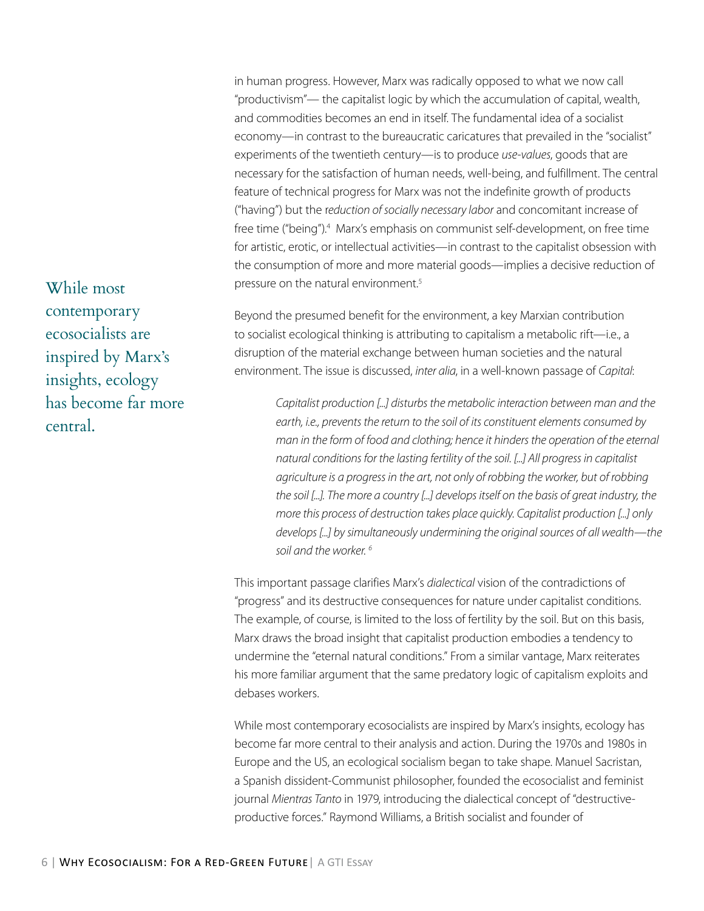in human progress. However, Marx was radically opposed to what we now call "productivism"— the capitalist logic by which the accumulation of capital, wealth, and commodities becomes an end in itself. The fundamental idea of a socialist economy—in contrast to the bureaucratic caricatures that prevailed in the "socialist" experiments of the twentieth century—is to produce *use-values*, goods that are necessary for the satisfaction of human needs, well-being, and fulfillment. The central feature of technical progress for Marx was not the indefinite growth of products ("having") but the *reduction of socially necessary labor* and concomitant increase of free time ("being").[4] Marx's emphasis on communist self-development, on free time for artistic, erotic, or intellectual activities—in contrast to the capitalist obsession with the consumption of more and more material goods—implies a decisive reduction of pressure on the natural environment.[5]

Beyond the presumed benefit for the environment, a key Marxian contribution to socialist ecological thinking is attributing to capitalism a metabolic rift—i.e., a disruption of the material exchange between human societies and the natural environment. The issue is discussed, *inter alia*, in a well-known passage of *Capital*:

> *Capitalist production [...] disturbs the metabolic interaction between man and the earth, i.e., prevents the return to the soil of its constituent elements consumed by man in the form of food and clothing; hence it hinders the operation of the eternal natural conditions for the lasting fertility of the soil. [...] All progress in capitalist agriculture is a progress in the art, not only of robbing the worker, but of robbing the soil [...]. The more a country [...] develops itself on the basis of great industry, the more this process of destruction takes place quickly. Capitalist production [...] only develops [...] by simultaneously undermining the original sources of all wealth—the soil and the worker.*[6]

This important passage clarifies Marx's *dialectical* vision of the contradictions of "progress" and its destructive consequences for nature under capitalist conditions. The example, of course, is limited to the loss of fertility by the soil. But on this basis, Marx draws the broad insight that capitalist production embodies a tendency to undermine the "eternal natural conditions." From a similar vantage, Marx reiterates his more familiar argument that the same predatory logic of capitalism exploits and debases workers.

While most contemporary ecosocialists are inspired by Marx's insights, ecology has become far more central to their analysis and action. During the 1970s and 1980s in Europe and the US, an ecological socialism began to take shape. Manuel Sacristan, a Spanish dissident-Communist philosopher, founded the ecosocialist and feminist journal *Mientras Tanto* in 1979, introducing the dialectical concept of "destructive-productive forces." Raymond Williams, a British socialist and founder of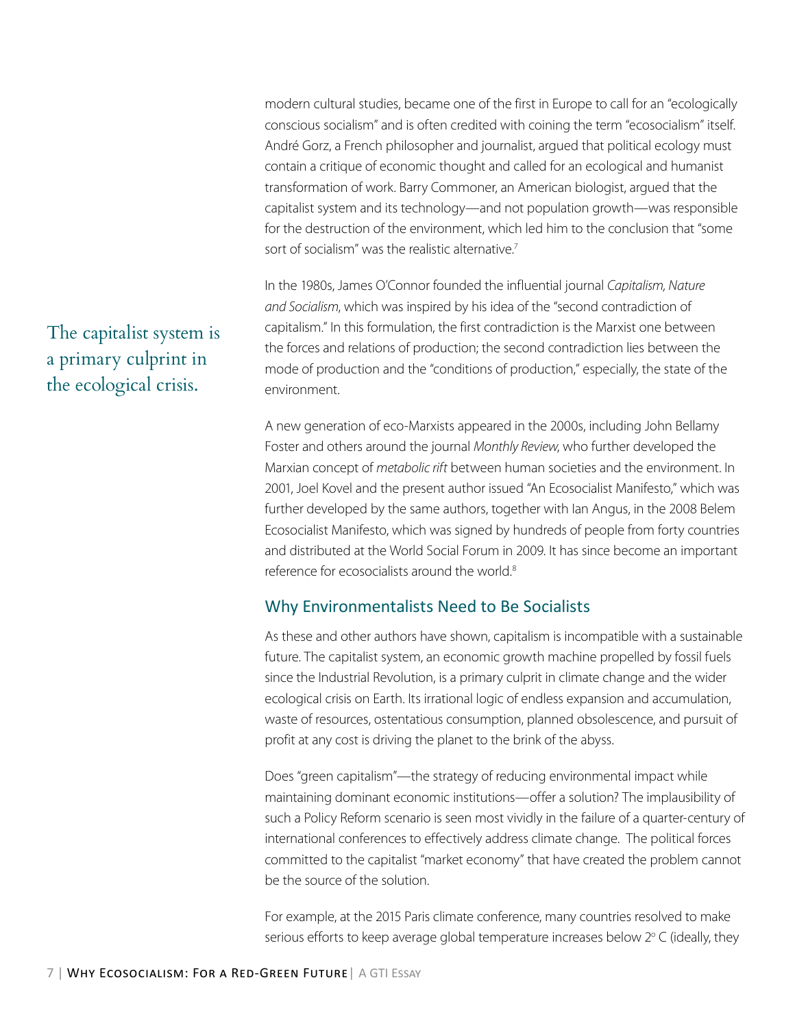modern cultural studies, became one of the first in Europe to call for an "ecologically conscious socialism" and is often credited with coining the term "ecosocialism" itself. André Gorz, a French philosopher and journalist, argued that political ecology must contain a critique of economic thought and called for an ecological and humanist transformation of work. Barry Commoner, an American biologist, argued that the capitalist system and its technology—and not population growth—was responsible for the destruction of the environment, which led him to the conclusion that "some sort of socialism" was the realistic alternative.[7]

In the 1980s, James O'Connor founded the influential journal *Capitalism, Nature and Socialism*, which was inspired by his idea of the "second contradiction of capitalism." In this formulation, the first contradiction is the Marxist one between the forces and relations of production; the second contradiction lies between the mode of production and the "conditions of production," especially, the state of the environment.

The capitalist system is a primary culprit in the ecological crisis.

A new generation of eco-Marxists appeared in the 2000s, including John Bellamy Foster and others around the journal *Monthly Review*, who further developed the Marxian concept of *metabolic rift* between human societies and the environment. In 2001, Joel Kovel and the present author issued "An Ecosocialist Manifesto," which was further developed by the same authors, together with Ian Angus, in the 2008 Belem Ecosocialist Manifesto, which was signed by hundreds of people from forty countries and distributed at the World Social Forum in 2009. It has since become an important reference for ecosocialists around the world.[8]

## Why Environmentalists Need to Be Socialists

As these and other authors have shown, capitalism is incompatible with a sustainable future. The capitalist system, an economic growth machine propelled by fossil fuels since the Industrial Revolution, is a primary culprit in climate change and the wider ecological crisis on Earth. Its irrational logic of endless expansion and accumulation, waste of resources, ostentatious consumption, planned obsolescence, and pursuit of profit at any cost is driving the planet to the brink of the abyss.

Does "green capitalism"—the strategy of reducing environmental impact while maintaining dominant economic institutions—offer a solution? The implausibility of such a Policy Reform scenario is seen most vividly in the failure of a quarter-century of international conferences to effectively address climate change. The political forces committed to the capitalist "market economy" that have created the problem cannot be the source of the solution.

For example, at the 2015 Paris climate conference, many countries resolved to make serious efforts to keep average global temperature increases below 2° C (ideally, they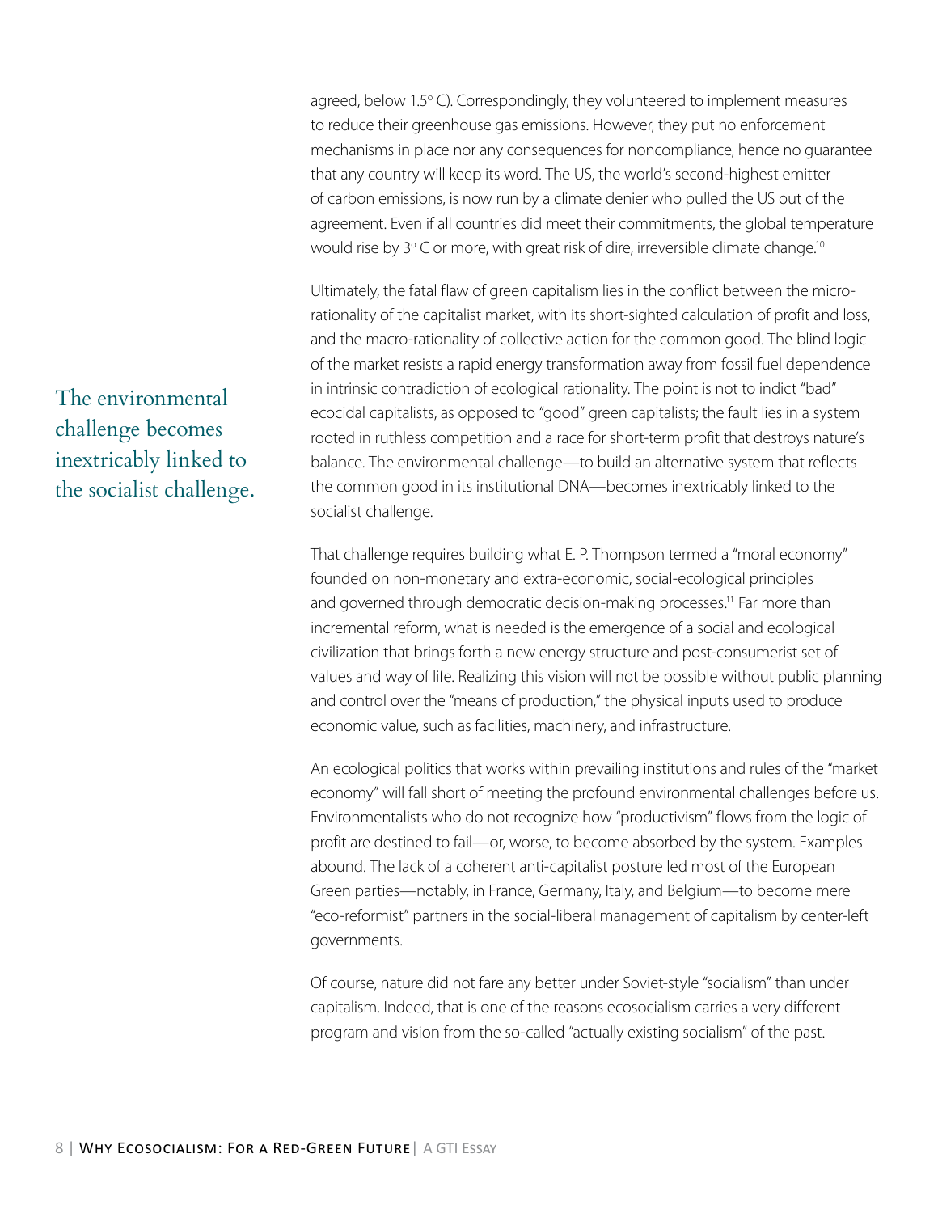agreed, below 1.5° C). Correspondingly, they volunteered to implement measures to reduce their greenhouse gas emissions. However, they put no enforcement mechanisms in place nor any consequences for noncompliance, hence no guarantee that any country will keep its word. The US, the world's second-highest emitter of carbon emissions, is now run by a climate denier who pulled the US out of the agreement. Even if all countries did meet their commitments, the global temperature would rise by 3° C or more, with great risk of dire, irreversible climate change.[10]

Ultimately, the fatal flaw of green capitalism lies in the conflict between the micro-rationality of the capitalist market, with its short-sighted calculation of profit and loss, and the macro-rationality of collective action for the common good. The blind logic of the market resists a rapid energy transformation away from fossil fuel dependence in intrinsic contradiction of ecological rationality. The point is not to indict "bad" ecocidal capitalists, as opposed to "good" green capitalists; the fault lies in a system rooted in ruthless competition and a race for short-term profit that destroys nature's balance. The environmental challenge—to build an alternative system that reflects the common good in its institutional DNA—becomes inextricably linked to the socialist challenge.

> The environmental challenge becomes inextricably linked to the socialist challenge.

That challenge requires building what E. P. Thompson termed a "moral economy" founded on non-monetary and extra-economic, social-ecological principles and governed through democratic decision-making processes.[11] Far more than incremental reform, what is needed is the emergence of a social and ecological civilization that brings forth a new energy structure and post-consumerist set of values and way of life. Realizing this vision will not be possible without public planning and control over the "means of production," the physical inputs used to produce economic value, such as facilities, machinery, and infrastructure.

An ecological politics that works within prevailing institutions and rules of the "market economy" will fall short of meeting the profound environmental challenges before us. Environmentalists who do not recognize how "productivism" flows from the logic of profit are destined to fail—or, worse, to become absorbed by the system. Examples abound. The lack of a coherent anti-capitalist posture led most of the European Green parties—notably, in France, Germany, Italy, and Belgium—to become mere "eco-reformist" partners in the social-liberal management of capitalism by center-left governments.

Of course, nature did not fare any better under Soviet-style "socialism" than under capitalism. Indeed, that is one of the reasons ecosocialism carries a very different program and vision from the so-called "actually existing socialism" of the past.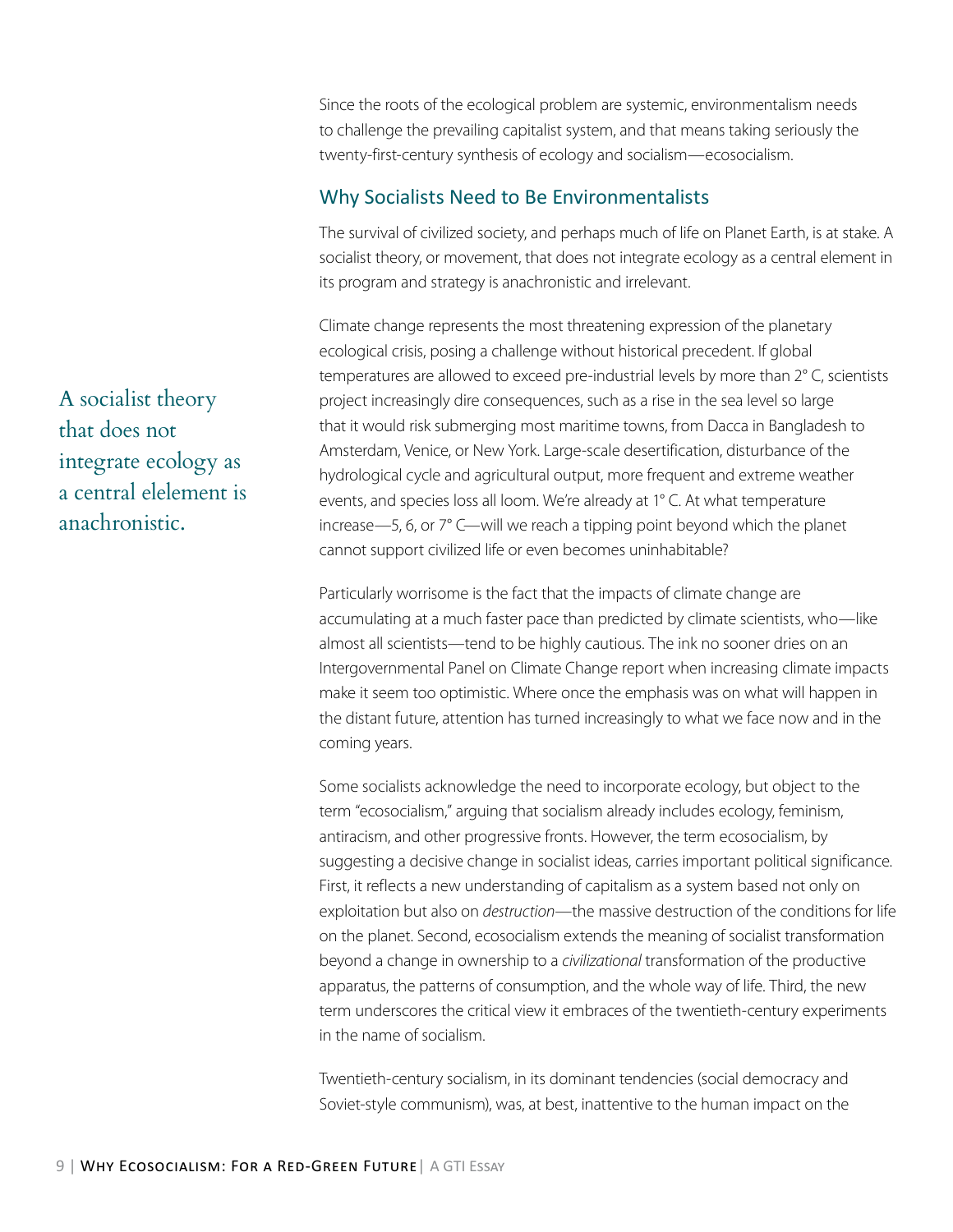Since the roots of the ecological problem are systemic, environmentalism needs to challenge the prevailing capitalist system, and that means taking seriously the twenty-first-century synthesis of ecology and socialism—ecosocialism.

## Why Socialists Need to Be Environmentalists

The survival of civilized society, and perhaps much of life on Planet Earth, is at stake. A socialist theory, or movement, that does not integrate ecology as a central element in its program and strategy is anachronistic and irrelevant.

> A socialist theory that does not integrate ecology as a central elelement is anachronistic.

Climate change represents the most threatening expression of the planetary ecological crisis, posing a challenge without historical precedent. If global temperatures are allowed to exceed pre-industrial levels by more than 2° C, scientists project increasingly dire consequences, such as a rise in the sea level so large that it would risk submerging most maritime towns, from Dacca in Bangladesh to Amsterdam, Venice, or New York. Large-scale desertification, disturbance of the hydrological cycle and agricultural output, more frequent and extreme weather events, and species loss all loom. We're already at 1° C. At what temperature increase—5, 6, or 7° C—will we reach a tipping point beyond which the planet cannot support civilized life or even becomes uninhabitable?

Particularly worrisome is the fact that the impacts of climate change are accumulating at a much faster pace than predicted by climate scientists, who—like almost all scientists—tend to be highly cautious. The ink no sooner dries on an Intergovernmental Panel on Climate Change report when increasing climate impacts make it seem too optimistic. Where once the emphasis was on what will happen in the distant future, attention has turned increasingly to what we face now and in the coming years.

Some socialists acknowledge the need to incorporate ecology, but object to the term "ecosocialism," arguing that socialism already includes ecology, feminism, antiracism, and other progressive fronts. However, the term ecosocialism, by suggesting a decisive change in socialist ideas, carries important political significance. First, it reflects a new understanding of capitalism as a system based not only on exploitation but also on *destruction*—the massive destruction of the conditions for life on the planet. Second, ecosocialism extends the meaning of socialist transformation beyond a change in ownership to a *civilizational* transformation of the productive apparatus, the patterns of consumption, and the whole way of life. Third, the new term underscores the critical view it embraces of the twentieth-century experiments in the name of socialism.

Twentieth-century socialism, in its dominant tendencies (social democracy and Soviet-style communism), was, at best, inattentive to the human impact on the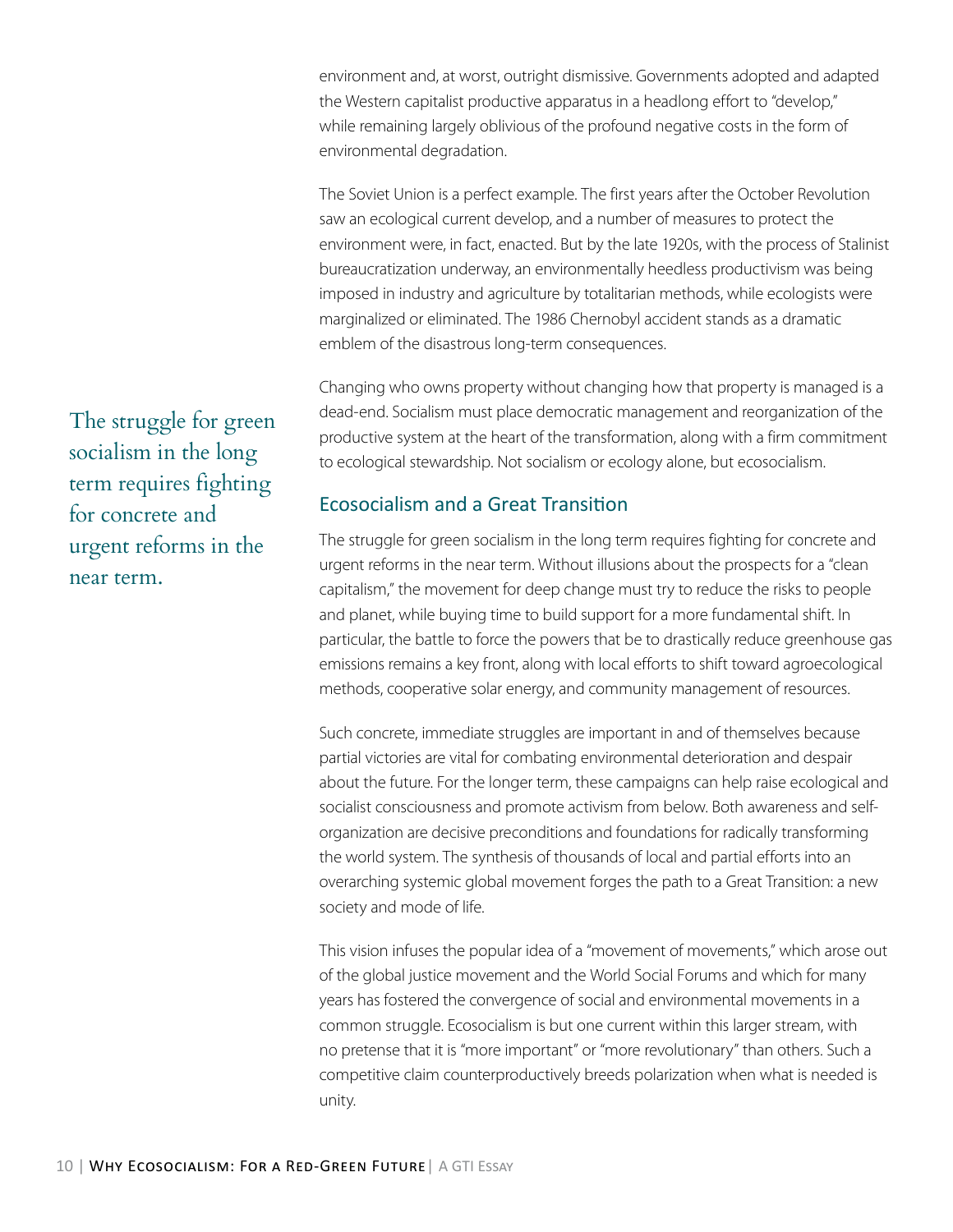environment and, at worst, outright dismissive. Governments adopted and adapted the Western capitalist productive apparatus in a headlong effort to "develop," while remaining largely oblivious of the profound negative costs in the form of environmental degradation.

The Soviet Union is a perfect example. The first years after the October Revolution saw an ecological current develop, and a number of measures to protect the environment were, in fact, enacted. But by the late 1920s, with the process of Stalinist bureaucratization underway, an environmentally heedless productivism was being imposed in industry and agriculture by totalitarian methods, while ecologists were marginalized or eliminated. The 1986 Chernobyl accident stands as a dramatic emblem of the disastrous long-term consequences.

Changing who owns property without changing how that property is managed is a dead-end. Socialism must place democratic management and reorganization of the productive system at the heart of the transformation, along with a firm commitment to ecological stewardship. Not socialism or ecology alone, but ecosocialism.

> The struggle for green socialism in the long term requires fighting for concrete and urgent reforms in the near term.

## Ecosocialism and a Great Transition

The struggle for green socialism in the long term requires fighting for concrete and urgent reforms in the near term. Without illusions about the prospects for a "clean capitalism," the movement for deep change must try to reduce the risks to people and planet, while buying time to build support for a more fundamental shift. In particular, the battle to force the powers that be to drastically reduce greenhouse gas emissions remains a key front, along with local efforts to shift toward agroecological methods, cooperative solar energy, and community management of resources.

Such concrete, immediate struggles are important in and of themselves because partial victories are vital for combating environmental deterioration and despair about the future. For the longer term, these campaigns can help raise ecological and socialist consciousness and promote activism from below. Both awareness and self-organization are decisive preconditions and foundations for radically transforming the world system. The synthesis of thousands of local and partial efforts into an overarching systemic global movement forges the path to a Great Transition: a new society and mode of life.

This vision infuses the popular idea of a "movement of movements," which arose out of the global justice movement and the World Social Forums and which for many years has fostered the convergence of social and environmental movements in a common struggle. Ecosocialism is but one current within this larger stream, with no pretense that it is "more important" or "more revolutionary" than others. Such a competitive claim counterproductively breeds polarization when what is needed is unity.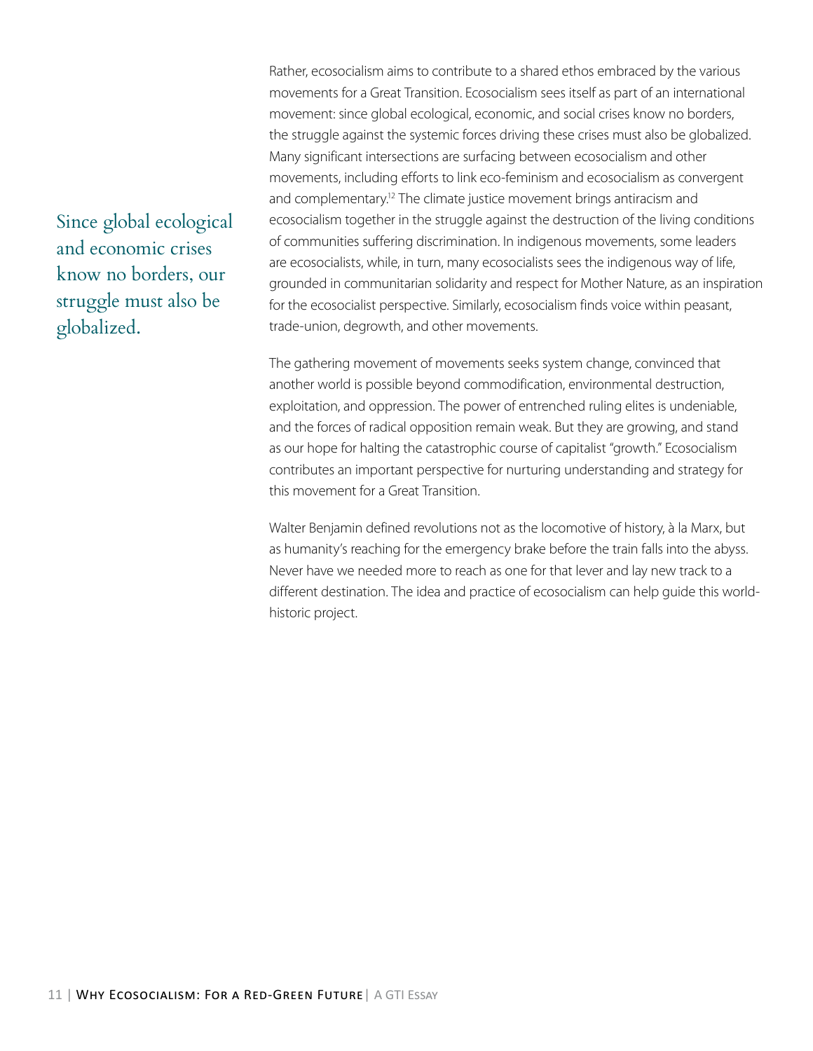Rather, ecosocialism aims to contribute to a shared ethos embraced by the various movements for a Great Transition. Ecosocialism sees itself as part of an international movement: since global ecological, economic, and social crises know no borders, the struggle against the systemic forces driving these crises must also be globalized. Many significant intersections are surfacing between ecosocialism and other movements, including efforts to link eco-feminism and ecosocialism as convergent and complementary.[12] The climate justice movement brings antiracism and ecosocialism together in the struggle against the destruction of the living conditions of communities suffering discrimination. In indigenous movements, some leaders are ecosocialists, while, in turn, many ecosocialists sees the indigenous way of life, grounded in communitarian solidarity and respect for Mother Nature, as an inspiration for the ecosocialist perspective. Similarly, ecosocialism finds voice within peasant, trade-union, degrowth, and other movements.

> Since global ecological and economic crises know no borders, our struggle must also be globalized.

The gathering movement of movements seeks system change, convinced that another world is possible beyond commodification, environmental destruction, exploitation, and oppression. The power of entrenched ruling elites is undeniable, and the forces of radical opposition remain weak. But they are growing, and stand as our hope for halting the catastrophic course of capitalist "growth." Ecosocialism contributes an important perspective for nurturing understanding and strategy for this movement for a Great Transition.

Walter Benjamin defined revolutions not as the locomotive of history, à la Marx, but as humanity's reaching for the emergency brake before the train falls into the abyss. Never have we needed more to reach as one for that lever and lay new track to a different destination. The idea and practice of ecosocialism can help guide this world-historic project.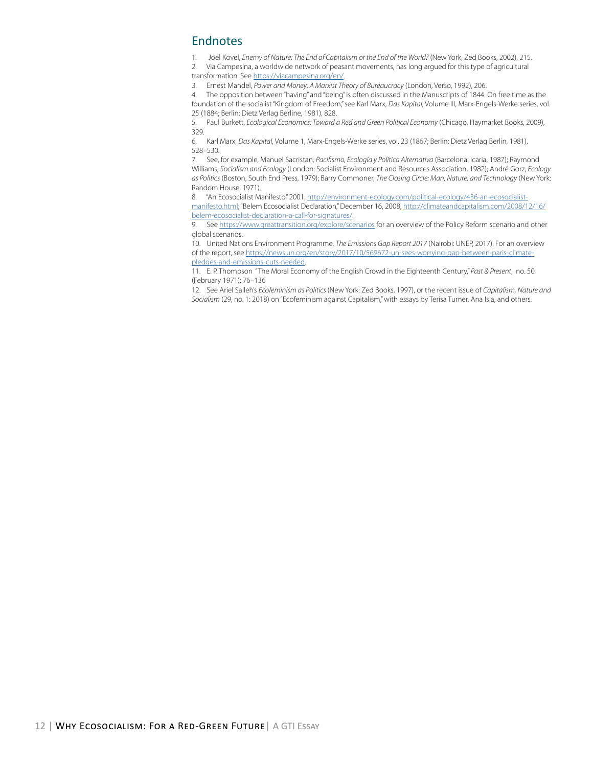## Endnotes

1. Joel Kovel, *Enemy of Nature: The End of Capitalism or the End of the World?* (New York, Zed Books, 2002), 215.
2. Via Campesina, a worldwide network of peasant movements, has long argued for this type of agricultural transformation. See https://viacampesina.org/en/.
3. Ernest Mandel, *Power and Money: A Marxist Theory of Bureaucracy* (London, Verso, 1992), 206.
4. The opposition between "having" and "being" is often discussed in the Manuscripts of 1844. On free time as the foundation of the socialist "Kingdom of Freedom," see Karl Marx, *Das Kapital*, Volume III, Marx-Engels-Werke series, vol. 25 (1884; Berlin: Dietz Verlag Berline, 1981), 828.
5. Paul Burkett, *Ecological Economics: Toward a Red and Green Political Economy* (Chicago, Haymarket Books, 2009), 329.
6. Karl Marx, *Das Kapital*, Volume 1, Marx-Engels-Werke series, vol. 23 (1867; Berlin: Dietz Verlag Berlin, 1981), 528–530.
7. See, for example, Manuel Sacristan, *Pacifismo, Ecología y Política Alternativa* (Barcelona: Icaria, 1987); Raymond Williams, *Socialism and Ecology* (London: Socialist Environment and Resources Association, 1982); André Gorz, *Ecology as Politics* (Boston, South End Press, 1979); Barry Commoner, *The Closing Circle: Man, Nature, and Technology* (New York: Random House, 1971).
8. "An Ecosocialist Manifesto," 2001, http://environment-ecology.com/political-ecology/436-an-ecosocialist-manifesto.html; "Belem Ecosocialist Declaration," December 16, 2008, http://climateandcapitalism.com/2008/12/16/belem-ecosocialist-declaration-a-call-for-signatures/.
9. See https://www.greattransition.org/explore/scenarios for an overview of the Policy Reform scenario and other global scenarios.
10. United Nations Environment Programme, *The Emissions Gap Report 2017* (Nairobi: UNEP, 2017). For an overview of the report, see https://news.un.org/en/story/2017/10/569672-un-sees-worrying-gap-between-paris-climate-pledges-and-emissions-cuts-needed.
11. E. P. Thompson "The Moral Economy of the English Crowd in the Eighteenth Century," *Past & Present*, no. 50 (February 1971): 76–136
12. See Ariel Salleh's *Ecofeminism as Politics* (New York: Zed Books, 1997), or the recent issue of *Capitalism, Nature and Socialism* (29, no. 1: 2018) on "Ecofeminism against Capitalism," with essays by Terisa Turner, Ana Isla, and others.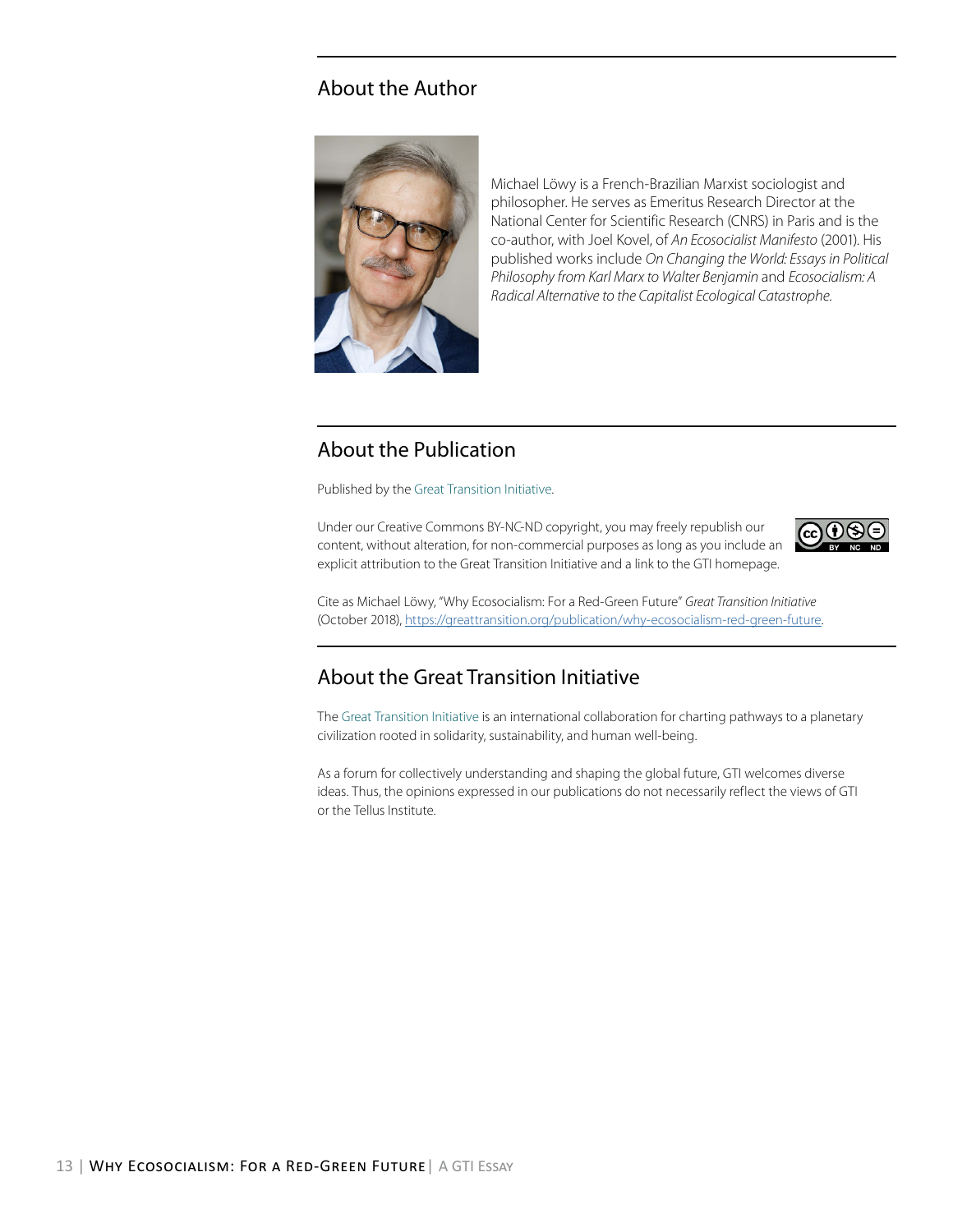## About the Author

Michael Löwy is a French-Brazilian Marxist sociologist and philosopher. He serves as Emeritus Research Director at the National Center for Scientific Research (CNRS) in Paris and is the co-author, with Joel Kovel, of *An Ecosocialist Manifesto* (2001). His published works include *On Changing the World: Essays in Political Philosophy from Karl Marx to Walter Benjamin* and *Ecosocialism: A Radical Alternative to the Capitalist Ecological Catastrophe*.

## About the Publication

Published by the Great Transition Initiative.

Under our Creative Commons BY-NC-ND copyright, you may freely republish our content, without alteration, for non-commercial purposes as long as you include an explicit attribution to the Great Transition Initiative and a link to the GTI homepage.

Cite as Michael Löwy, "Why Ecosocialism: For a Red-Green Future" *Great Transition Initiative* (October 2018), https://greattransition.org/publication/why-ecosocialism-red-green-future.

## About the Great Transition Initiative

The Great Transition Initiative is an international collaboration for charting pathways to a planetary civilization rooted in solidarity, sustainability, and human well-being.

As a forum for collectively understanding and shaping the global future, GTI welcomes diverse ideas. Thus, the opinions expressed in our publications do not necessarily reflect the views of GTI or the Tellus Institute.